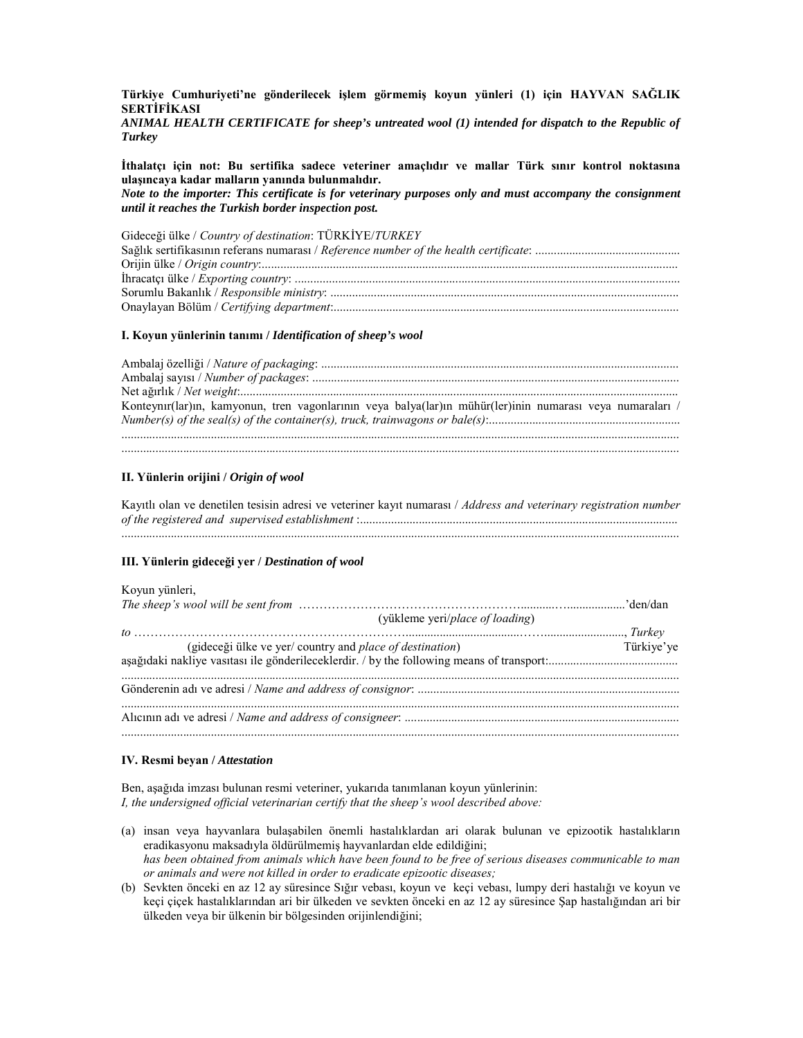**Türkiye Cumhuriyeti'ne gönderilecek işlem görmemiş koyun yünleri (1) için HAYVAN SAĞLIK SERTİFİKASI**
***ANIMAL HEALTH CERTIFICATE for sheep's untreated wool (1) intended for dispatch to the Republic of Turkey***

**İthalatçı için not: Bu sertifika sadece veteriner amaçlıdır ve mallar Türk sınır kontrol noktasına ulaşıncaya kadar malların yanında bulunmalıdır.**
***Note to the importer: This certificate is for veterinary purposes only and must accompany the consignment until it reaches the Turkish border inspection post.***

Gideceği ülke / *Country of destination*: TÜRKİYE/*TURKEY*
Sağlık sertifikasının referans numarası / *Reference number of the health certificate*: ..............................................
Orijin ülke / *Origin country*:........................................................................................................................
İhracatçı ülke / *Exporting country*: ..............................................................................................................
Sorumlu Bakanlık / *Responsible ministry*: ...................................................................................................
Onaylayan Bölüm / *Certifying department*:..................................................................................................

### I. Koyun yünlerinin tanımı / *Identification of sheep's wool*

Ambalaj özelliği / *Nature of packaging*: .......................................................................................................
Ambalaj sayısı / *Number of packages*: .........................................................................................................
Net ağırlık / *Net weight*:.................................................................................................................................
Konteynır(lar)ın, kamyonun, tren vagonlarının veya balya(lar)ın mühür(ler)inin numarası veya numaraları / *Number(s) of the seal(s) of the container(s), truck, trainwagons or bale(s)*:.............................................................
.........................................................................................................................................................................
.........................................................................................................................................................................

### II. Yünlerin orijini / *Origin of wool*

Kayıtlı olan ve denetilen tesisin adresi ve veteriner kayıt numarası / *Address and veterinary registration number of the registered and supervised establishment* :.......................................................................................................
.........................................................................................................................................................................

### III. Yünlerin gideceği yer / *Destination of wool*

Koyun yünleri,
*The sheep's wool will be sent from* ……………………………………………..........…..................'den/dan
(yükleme yeri/*place of loading*)
*to* ………………………………………………………….......................................…...........................,  *Turkey*
(gideceği ülke ve yer/ country and *place of destination*) Türkiye'ye
aşağıdaki nakliye vasıtası ile gönderileceklerdir. / by the following means of transport:...........................................
.........................................................................................................................................................................
Gönderenin adı ve adresi / *Name and address of consignor*: ....................................................................................
.........................................................................................................................................................................
Alıcının adı ve adresi / *Name and address of consignee*: .........................................................................................
.........................................................................................................................................................................

### IV. Resmi beyan / *Attestation*

Ben, aşağıda imzası bulunan resmi veteriner, yukarıda tanımlanan koyun yünlerinin:
*I, the undersigned official veterinarian certify that the sheep's wool described above:*

(a) insan veya hayvanlara bulaşabilen önemli hastalıklardan ari olarak bulunan ve epizootik hastalıkların eradikasyonu maksadıyla öldürülmemiş hayvanlardan elde edildiğini;
*has been obtained from animals which have been found to be free of serious diseases communicable to man or animals and were not killed in order to eradicate epizootic diseases;*

(b) Sevkten önceki en az 12 ay süresince Sığır vebası, koyun ve keçi vebası, lumpy deri hastalığı ve koyun ve keçi çiçek hastalıklarından ari bir ülkeden ve sevkten önceki en az 12 ay süresince Şap hastalığından ari bir ülkeden veya bir ülkenin bir bölgesinden orijinlendiğini;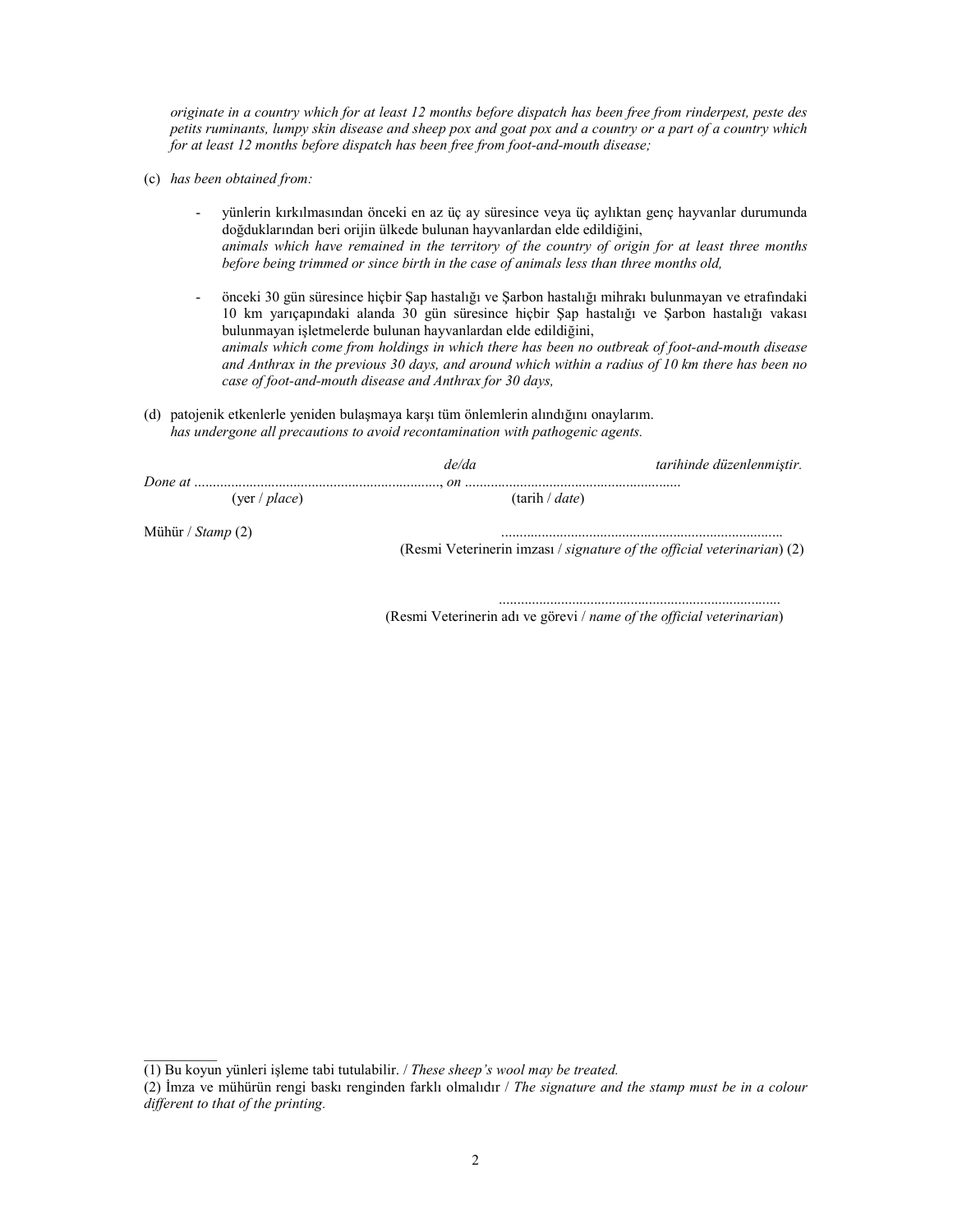*originate in a country which for at least 12 months before dispatch has been free from rinderpest, peste des petits ruminants, lumpy skin disease and sheep pox and goat pox and a country or a part of a country which for at least 12 months before dispatch has been free from foot-and-mouth disease;*

(c) *has been obtained from:*

- yünlerin kırkılmasından önceki en az üç ay süresince veya üç aylıktan genç hayvanlar durumunda doğduklarından beri orijin ülkede bulunan hayvanlardan elde edildiğini,
  *animals which have remained in the territory of the country of origin for at least three months before being trimmed or since birth in the case of animals less than three months old,*

- önceki 30 gün süresince hiçbir Şap hastalığı ve Şarbon hastalığı mihrakı bulunmayan ve etrafındaki 10 km yarıçapındaki alanda 30 gün süresince hiçbir Şap hastalığı ve Şarbon hastalığı vakası bulunmayan işletmelerde bulunan hayvanlardan elde edildiğini,
  *animals which come from holdings in which there has been no outbreak of foot-and-mouth disease and Anthrax in the previous 30 days, and around which within a radius of 10 km there has been no case of foot-and-mouth disease and Anthrax for 30 days,*

(d) patojenik etkenlerle yeniden bulaşmaya karşı tüm önlemlerin alındığını onaylarım.
*has undergone all precautions to avoid recontamination with pathogenic agents.*

*de/da* *tarihinde düzenlenmiştir.*
*Done at* ..................................................................., *on* ..........................................................
(yer / *place*) (tarih / *date*)

Mühür / *Stamp* (2) ............................................................................
(Resmi Veterinerin imzası / *signature of the official veterinarian*) (2)

............................................................................
(Resmi Veterinerin adı ve görevi / *name of the official veterinarian*)

---

(1) Bu koyun yünleri işleme tabi tutulabilir. / *These sheep's wool may be treated.*

(2) İmza ve mührün rengi baskı renginden farklı olmalıdır / *The signature and the stamp must be in a colour different to that of the printing.*